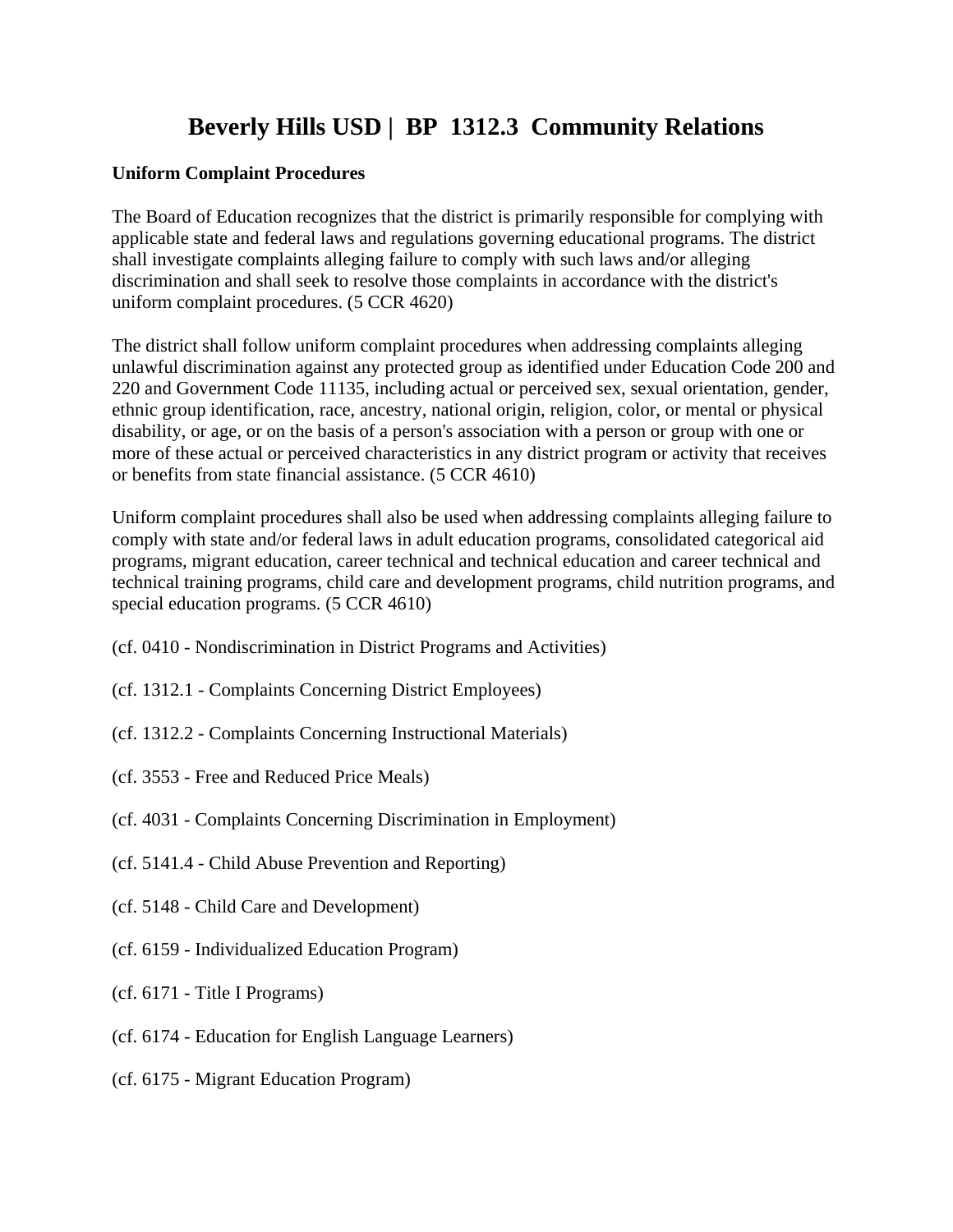# Beverly Hills USD | BP 1312.3 Community Relations

**Uniform Complaint Procedures**

The Board of Education recognizes that the district is primarily responsible for complying with applicable state and federal laws and regulations governing educational programs. The district shall investigate complaints alleging failure to comply with such laws and/or alleging discrimination and shall seek to resolve those complaints in accordance with the district's uniform complaint procedures. (5 CCR 4620)

The district shall follow uniform complaint procedures when addressing complaints alleging unlawful discrimination against any protected group as identified under Education Code 200 and 220 and Government Code 11135, including actual or perceived sex, sexual orientation, gender, ethnic group identification, race, ancestry, national origin, religion, color, or mental or physical disability, or age, or on the basis of a person's association with a person or group with one or more of these actual or perceived characteristics in any district program or activity that receives or benefits from state financial assistance. (5 CCR 4610)

Uniform complaint procedures shall also be used when addressing complaints alleging failure to comply with state and/or federal laws in adult education programs, consolidated categorical aid programs, migrant education, career technical and technical education and career technical and technical training programs, child care and development programs, child nutrition programs, and special education programs. (5 CCR 4610)

(cf. 0410 - Nondiscrimination in District Programs and Activities)

(cf. 1312.1 - Complaints Concerning District Employees)

(cf. 1312.2 - Complaints Concerning Instructional Materials)

(cf. 3553 - Free and Reduced Price Meals)

(cf. 4031 - Complaints Concerning Discrimination in Employment)

(cf. 5141.4 - Child Abuse Prevention and Reporting)

(cf. 5148 - Child Care and Development)

(cf. 6159 - Individualized Education Program)

(cf. 6171 - Title I Programs)

(cf. 6174 - Education for English Language Learners)

(cf. 6175 - Migrant Education Program)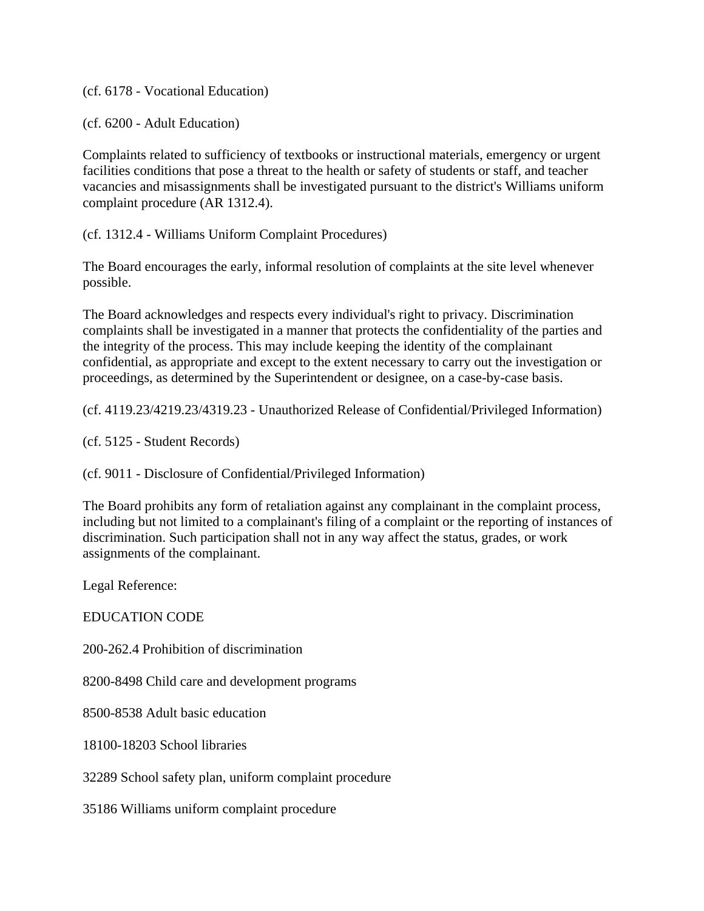(cf. 6178 - Vocational Education)

(cf. 6200 - Adult Education)

Complaints related to sufficiency of textbooks or instructional materials, emergency or urgent facilities conditions that pose a threat to the health or safety of students or staff, and teacher vacancies and misassignments shall be investigated pursuant to the district's Williams uniform complaint procedure (AR 1312.4).

(cf. 1312.4 - Williams Uniform Complaint Procedures)

The Board encourages the early, informal resolution of complaints at the site level whenever possible.

The Board acknowledges and respects every individual's right to privacy. Discrimination complaints shall be investigated in a manner that protects the confidentiality of the parties and the integrity of the process. This may include keeping the identity of the complainant confidential, as appropriate and except to the extent necessary to carry out the investigation or proceedings, as determined by the Superintendent or designee, on a case-by-case basis.

(cf. 4119.23/4219.23/4319.23 - Unauthorized Release of Confidential/Privileged Information)

(cf. 5125 - Student Records)

(cf. 9011 - Disclosure of Confidential/Privileged Information)

The Board prohibits any form of retaliation against any complainant in the complaint process, including but not limited to a complainant's filing of a complaint or the reporting of instances of discrimination. Such participation shall not in any way affect the status, grades, or work assignments of the complainant.

Legal Reference:

EDUCATION CODE

200-262.4 Prohibition of discrimination

8200-8498 Child care and development programs

8500-8538 Adult basic education

18100-18203 School libraries

32289 School safety plan, uniform complaint procedure

35186 Williams uniform complaint procedure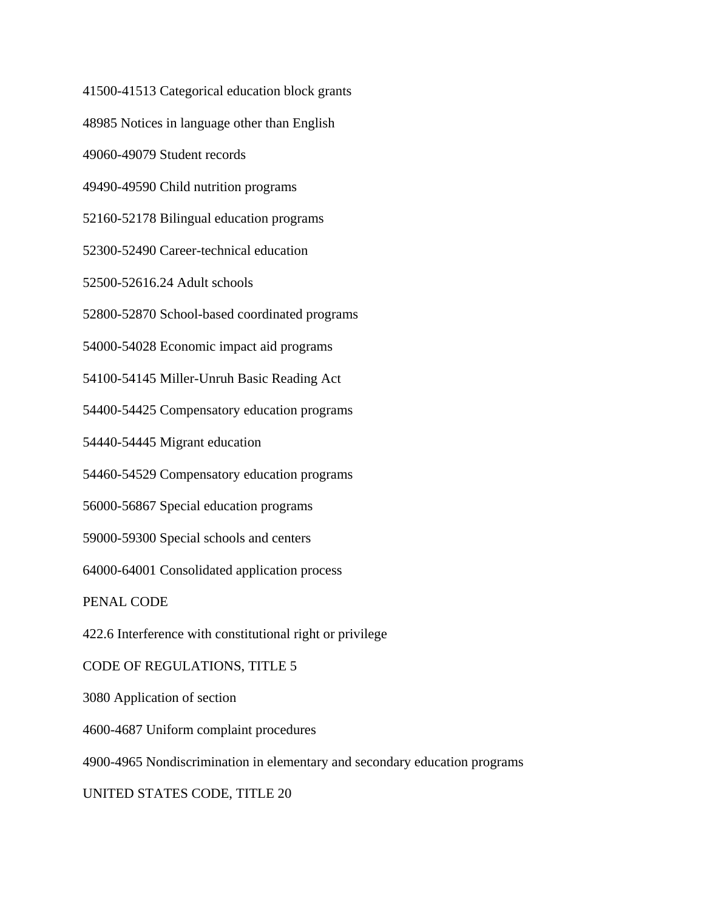41500-41513 Categorical education block grants

48985 Notices in language other than English

49060-49079 Student records

49490-49590 Child nutrition programs

52160-52178 Bilingual education programs

52300-52490 Career-technical education

52500-52616.24 Adult schools

52800-52870 School-based coordinated programs

54000-54028 Economic impact aid programs

54100-54145 Miller-Unruh Basic Reading Act

54400-54425 Compensatory education programs

54440-54445 Migrant education

54460-54529 Compensatory education programs

56000-56867 Special education programs

59000-59300 Special schools and centers

64000-64001 Consolidated application process

PENAL CODE

422.6 Interference with constitutional right or privilege

CODE OF REGULATIONS, TITLE 5

3080 Application of section

4600-4687 Uniform complaint procedures

4900-4965 Nondiscrimination in elementary and secondary education programs

UNITED STATES CODE, TITLE 20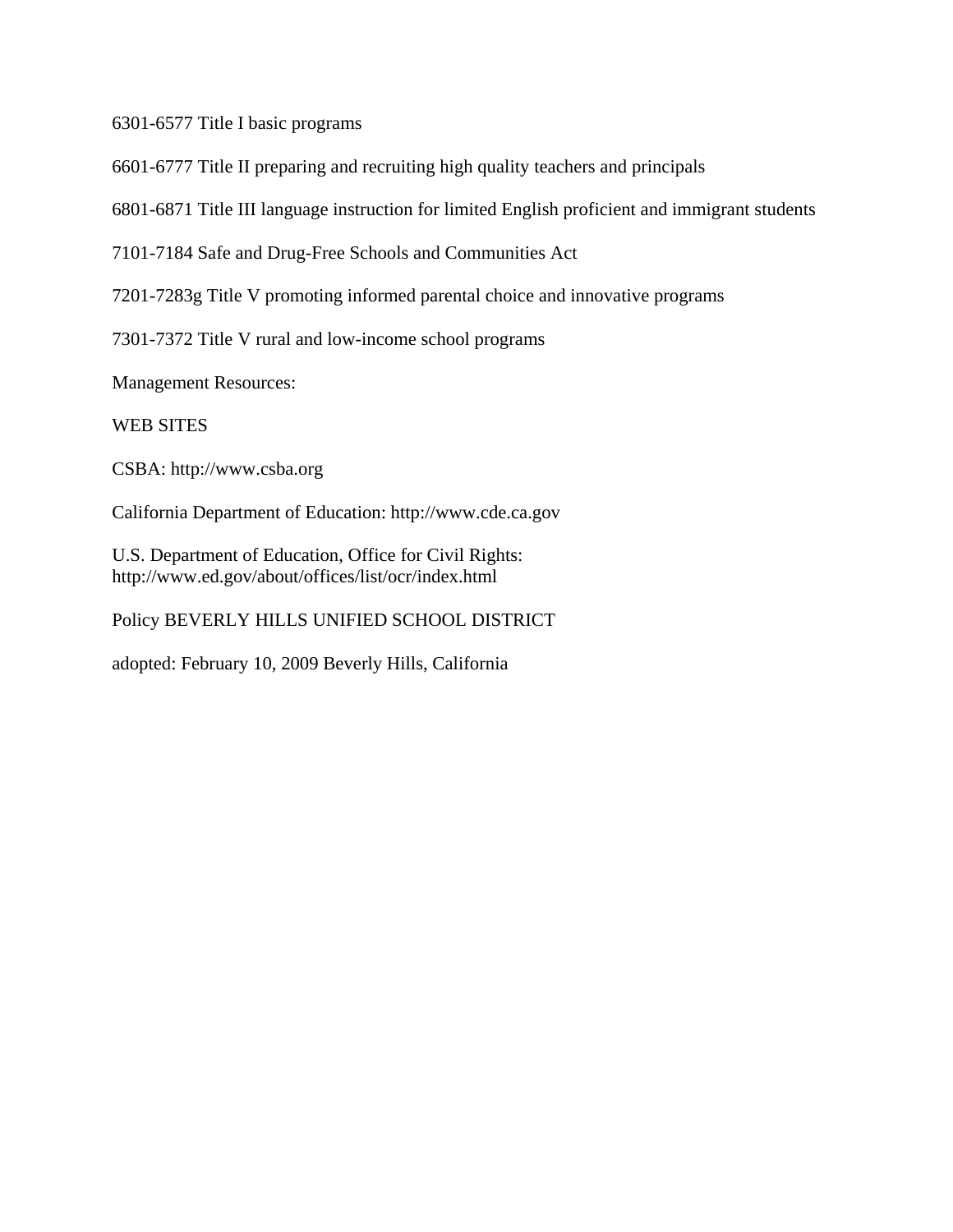6301-6577 Title I basic programs

6601-6777 Title II preparing and recruiting high quality teachers and principals

6801-6871 Title III language instruction for limited English proficient and immigrant students

7101-7184 Safe and Drug-Free Schools and Communities Act

7201-7283g Title V promoting informed parental choice and innovative programs

7301-7372 Title V rural and low-income school programs

Management Resources:

WEB SITES

CSBA: http://www.csba.org

California Department of Education: http://www.cde.ca.gov

U.S. Department of Education, Office for Civil Rights:
http://www.ed.gov/about/offices/list/ocr/index.html

Policy BEVERLY HILLS UNIFIED SCHOOL DISTRICT

adopted: February 10, 2009 Beverly Hills, California